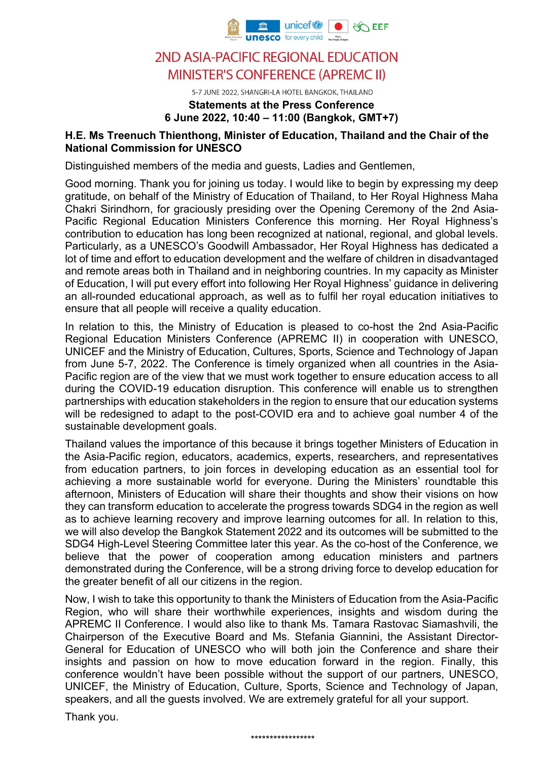# 2ND ASIA-PACIFIC REGIONAL EDUCATION MINISTER'S CONFERENCE (APREMC II)

5-7 JUNE 2022, SHANGRI-LA HOTEL BANGKOK, THAILAND

**Statements at the Press Conference**
**6 June 2022, 10:40 – 11:00 (Bangkok, GMT+7)**

## H.E. Ms Treenuch Thienthong, Minister of Education, Thailand and the Chair of the National Commission for UNESCO

Distinguished members of the media and guests, Ladies and Gentlemen,

Good morning. Thank you for joining us today. I would like to begin by expressing my deep gratitude, on behalf of the Ministry of Education of Thailand, to Her Royal Highness Maha Chakri Sirindhorn, for graciously presiding over the Opening Ceremony of the 2nd Asia-Pacific Regional Education Ministers Conference this morning. Her Royal Highness's contribution to education has long been recognized at national, regional, and global levels. Particularly, as a UNESCO's Goodwill Ambassador, Her Royal Highness has dedicated a lot of time and effort to education development and the welfare of children in disadvantaged and remote areas both in Thailand and in neighboring countries. In my capacity as Minister of Education, I will put every effort into following Her Royal Highness' guidance in delivering an all-rounded educational approach, as well as to fulfil her royal education initiatives to ensure that all people will receive a quality education.

In relation to this, the Ministry of Education is pleased to co-host the 2nd Asia-Pacific Regional Education Ministers Conference (APREMC II) in cooperation with UNESCO, UNICEF and the Ministry of Education, Cultures, Sports, Science and Technology of Japan from June 5-7, 2022. The Conference is timely organized when all countries in the Asia-Pacific region are of the view that we must work together to ensure education access to all during the COVID-19 education disruption. This conference will enable us to strengthen partnerships with education stakeholders in the region to ensure that our education systems will be redesigned to adapt to the post-COVID era and to achieve goal number 4 of the sustainable development goals.

Thailand values the importance of this because it brings together Ministers of Education in the Asia-Pacific region, educators, academics, experts, researchers, and representatives from education partners, to join forces in developing education as an essential tool for achieving a more sustainable world for everyone. During the Ministers' roundtable this afternoon, Ministers of Education will share their thoughts and show their visions on how they can transform education to accelerate the progress towards SDG4 in the region as well as to achieve learning recovery and improve learning outcomes for all. In relation to this, we will also develop the Bangkok Statement 2022 and its outcomes will be submitted to the SDG4 High-Level Steering Committee later this year. As the co-host of the Conference, we believe that the power of cooperation among education ministers and partners demonstrated during the Conference, will be a strong driving force to develop education for the greater benefit of all our citizens in the region.

Now, I wish to take this opportunity to thank the Ministers of Education from the Asia-Pacific Region, who will share their worthwhile experiences, insights and wisdom during the APREMC II Conference. I would also like to thank Ms. Tamara Rastovac Siamashvili, the Chairperson of the Executive Board and Ms. Stefania Giannini, the Assistant Director-General for Education of UNESCO who will both join the Conference and share their insights and passion on how to move education forward in the region. Finally, this conference wouldn't have been possible without the support of our partners, UNESCO, UNICEF, the Ministry of Education, Culture, Sports, Science and Technology of Japan, speakers, and all the guests involved. We are extremely grateful for all your support.

Thank you.

*****************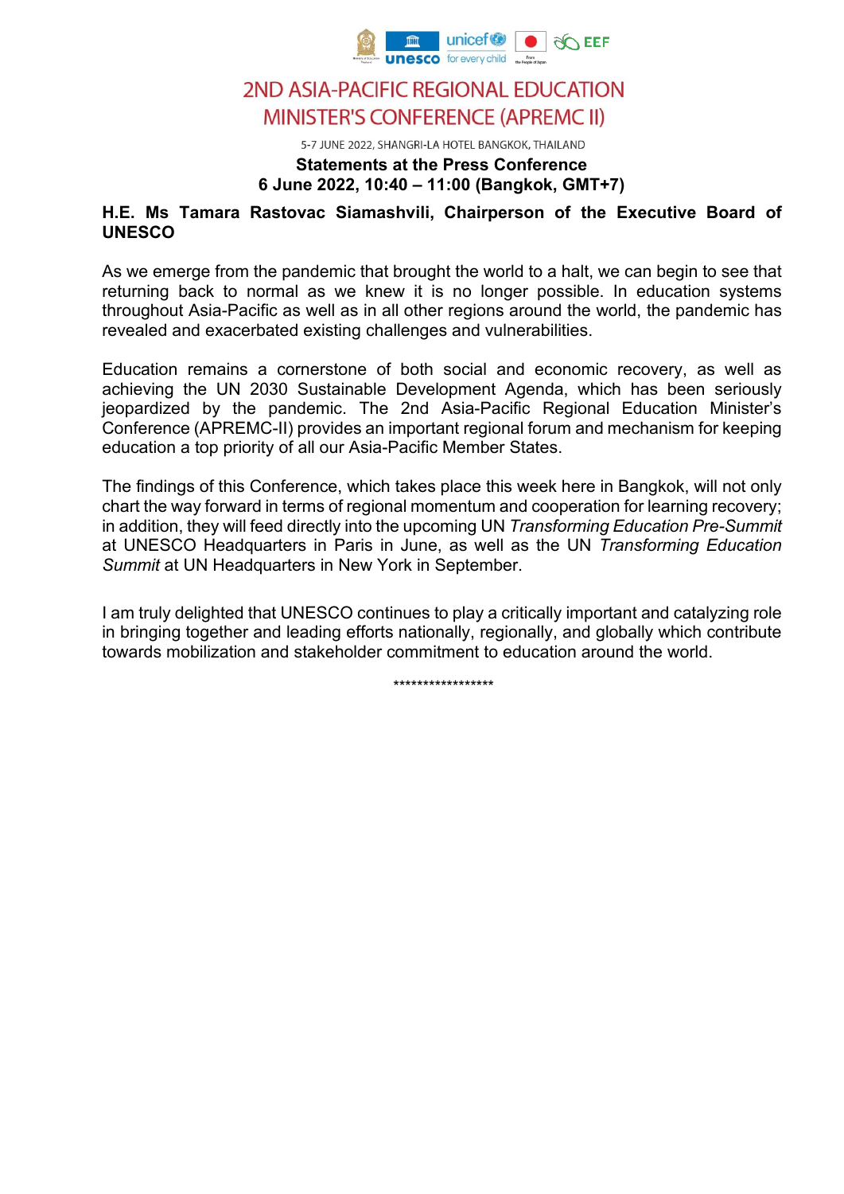# 2ND ASIA-PACIFIC REGIONAL EDUCATION MINISTER'S CONFERENCE (APREMC II)

5-7 JUNE 2022, SHANGRI-LA HOTEL BANGKOK, THAILAND

**Statements at the Press Conference**
**6 June 2022, 10:40 – 11:00 (Bangkok, GMT+7)**

**H.E. Ms Tamara Rastovac Siamashvili, Chairperson of the Executive Board of UNESCO**

As we emerge from the pandemic that brought the world to a halt, we can begin to see that returning back to normal as we knew it is no longer possible. In education systems throughout Asia-Pacific as well as in all other regions around the world, the pandemic has revealed and exacerbated existing challenges and vulnerabilities.

Education remains a cornerstone of both social and economic recovery, as well as achieving the UN 2030 Sustainable Development Agenda, which has been seriously jeopardized by the pandemic. The 2nd Asia-Pacific Regional Education Minister's Conference (APREMC-II) provides an important regional forum and mechanism for keeping education a top priority of all our Asia-Pacific Member States.

The findings of this Conference, which takes place this week here in Bangkok, will not only chart the way forward in terms of regional momentum and cooperation for learning recovery; in addition, they will feed directly into the upcoming UN *Transforming Education Pre-Summit* at UNESCO Headquarters in Paris in June, as well as the UN *Transforming Education Summit* at UN Headquarters in New York in September.

I am truly delighted that UNESCO continues to play a critically important and catalyzing role in bringing together and leading efforts nationally, regionally, and globally which contribute towards mobilization and stakeholder commitment to education around the world.

*****************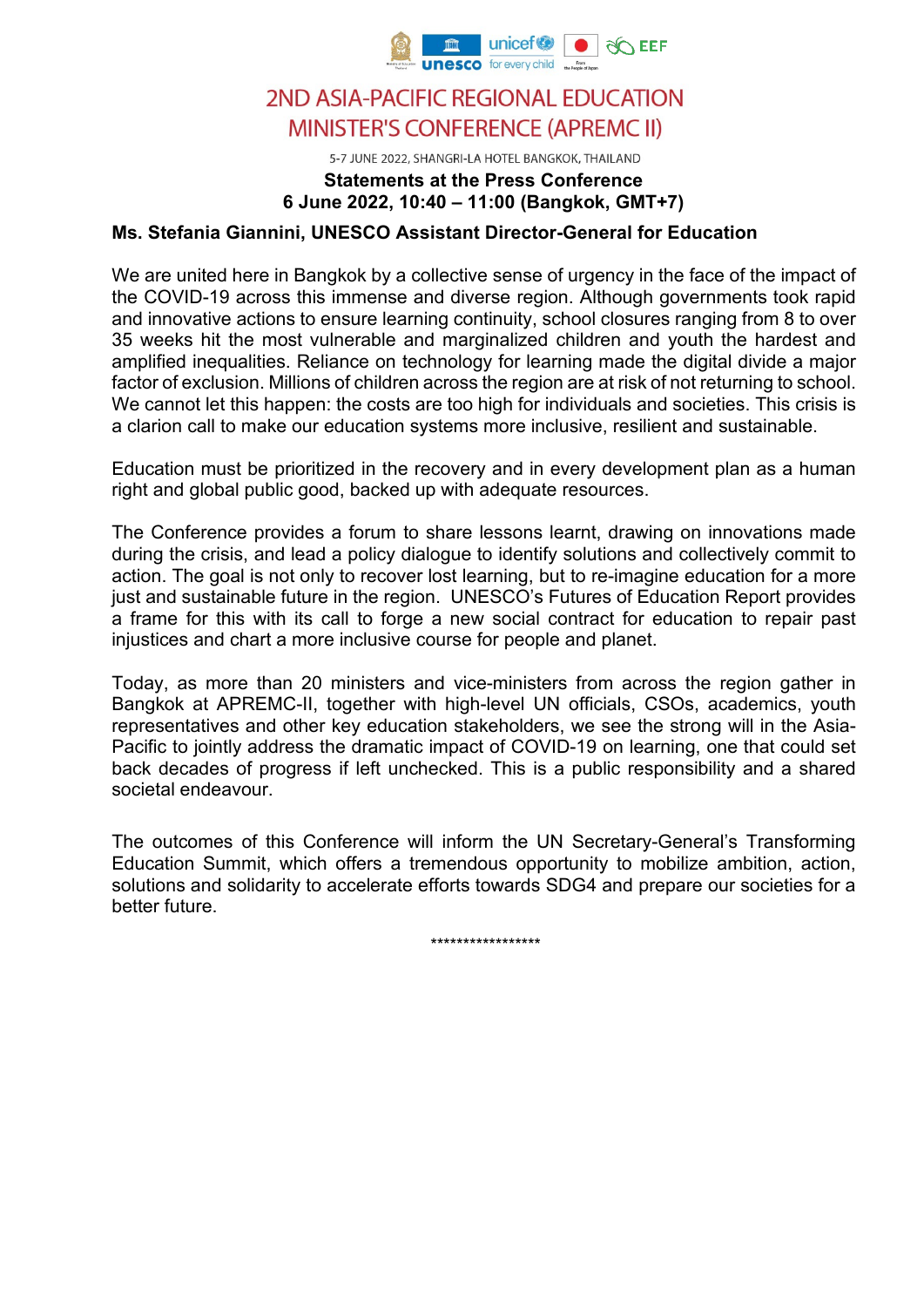# 2ND ASIA-PACIFIC REGIONAL EDUCATION MINISTER'S CONFERENCE (APREMC II)

5-7 JUNE 2022, SHANGRI-LA HOTEL BANGKOK, THAILAND

**Statements at the Press Conference**
**6 June 2022, 10:40 – 11:00 (Bangkok, GMT+7)**

## Ms. Stefania Giannini, UNESCO Assistant Director-General for Education

We are united here in Bangkok by a collective sense of urgency in the face of the impact of the COVID-19 across this immense and diverse region. Although governments took rapid and innovative actions to ensure learning continuity, school closures ranging from 8 to over 35 weeks hit the most vulnerable and marginalized children and youth the hardest and amplified inequalities. Reliance on technology for learning made the digital divide a major factor of exclusion. Millions of children across the region are at risk of not returning to school. We cannot let this happen: the costs are too high for individuals and societies. This crisis is a clarion call to make our education systems more inclusive, resilient and sustainable.

Education must be prioritized in the recovery and in every development plan as a human right and global public good, backed up with adequate resources.

The Conference provides a forum to share lessons learnt, drawing on innovations made during the crisis, and lead a policy dialogue to identify solutions and collectively commit to action. The goal is not only to recover lost learning, but to re-imagine education for a more just and sustainable future in the region. UNESCO's Futures of Education Report provides a frame for this with its call to forge a new social contract for education to repair past injustices and chart a more inclusive course for people and planet.

Today, as more than 20 ministers and vice-ministers from across the region gather in Bangkok at APREMC-II, together with high-level UN officials, CSOs, academics, youth representatives and other key education stakeholders, we see the strong will in the Asia-Pacific to jointly address the dramatic impact of COVID-19 on learning, one that could set back decades of progress if left unchecked. This is a public responsibility and a shared societal endeavour.

The outcomes of this Conference will inform the UN Secretary-General's Transforming Education Summit, which offers a tremendous opportunity to mobilize ambition, action, solutions and solidarity to accelerate efforts towards SDG4 and prepare our societies for a better future.

*****************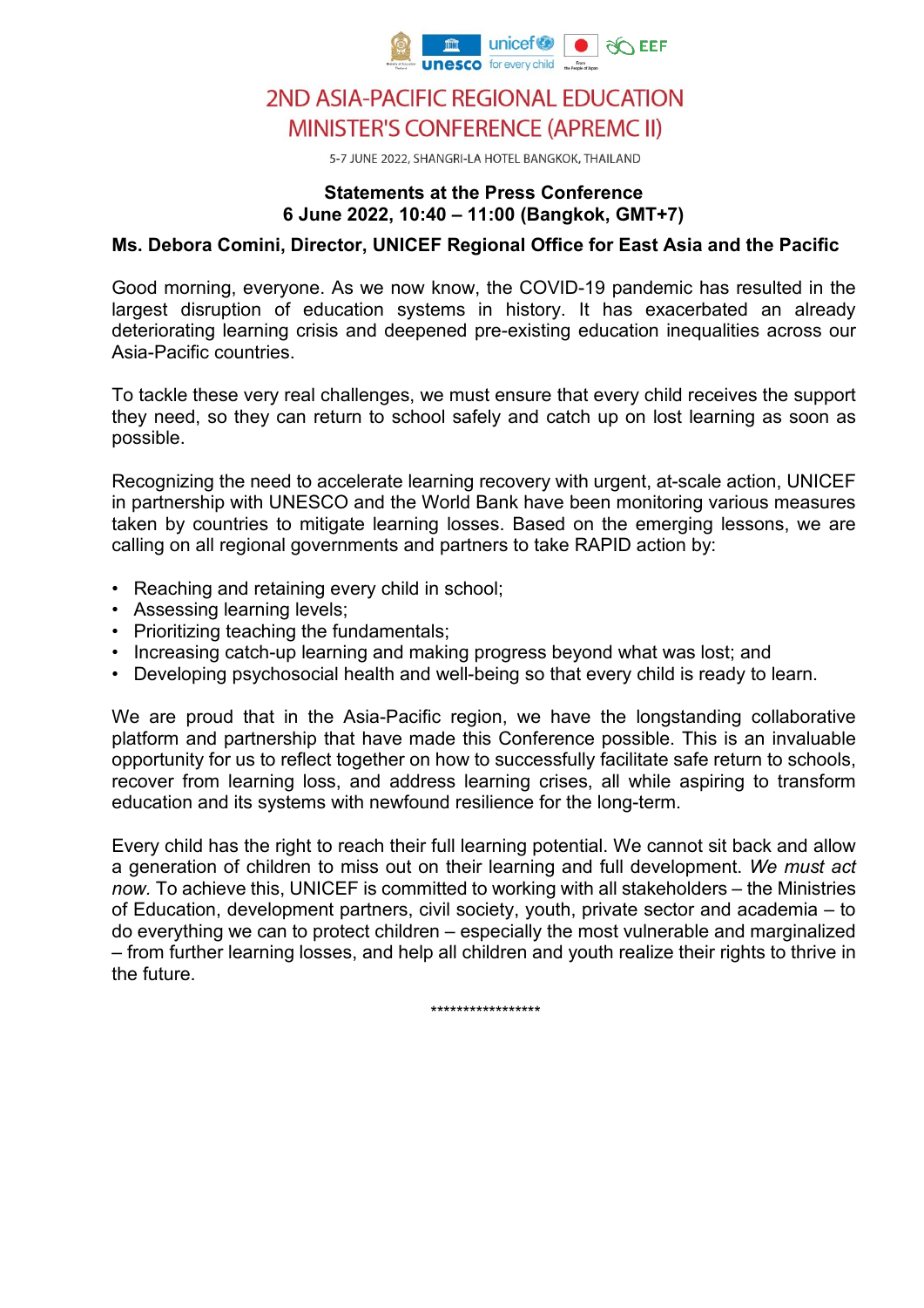# 2ND ASIA-PACIFIC REGIONAL EDUCATION MINISTER'S CONFERENCE (APREMC II)

5-7 JUNE 2022, SHANGRI-LA HOTEL BANGKOK, THAILAND

**Statements at the Press Conference**
**6 June 2022, 10:40 – 11:00 (Bangkok, GMT+7)**

**Ms. Debora Comini, Director, UNICEF Regional Office for East Asia and the Pacific**

Good morning, everyone. As we now know, the COVID-19 pandemic has resulted in the largest disruption of education systems in history. It has exacerbated an already deteriorating learning crisis and deepened pre-existing education inequalities across our Asia-Pacific countries.

To tackle these very real challenges, we must ensure that every child receives the support they need, so they can return to school safely and catch up on lost learning as soon as possible.

Recognizing the need to accelerate learning recovery with urgent, at-scale action, UNICEF in partnership with UNESCO and the World Bank have been monitoring various measures taken by countries to mitigate learning losses. Based on the emerging lessons, we are calling on all regional governments and partners to take RAPID action by:

- Reaching and retaining every child in school;
- Assessing learning levels;
- Prioritizing teaching the fundamentals;
- Increasing catch-up learning and making progress beyond what was lost; and
- Developing psychosocial health and well-being so that every child is ready to learn.

We are proud that in the Asia-Pacific region, we have the longstanding collaborative platform and partnership that have made this Conference possible. This is an invaluable opportunity for us to reflect together on how to successfully facilitate safe return to schools, recover from learning loss, and address learning crises, all while aspiring to transform education and its systems with newfound resilience for the long-term.

Every child has the right to reach their full learning potential. We cannot sit back and allow a generation of children to miss out on their learning and full development. *We must act now*. To achieve this, UNICEF is committed to working with all stakeholders – the Ministries of Education, development partners, civil society, youth, private sector and academia – to do everything we can to protect children – especially the most vulnerable and marginalized – from further learning losses, and help all children and youth realize their rights to thrive in the future.

*****************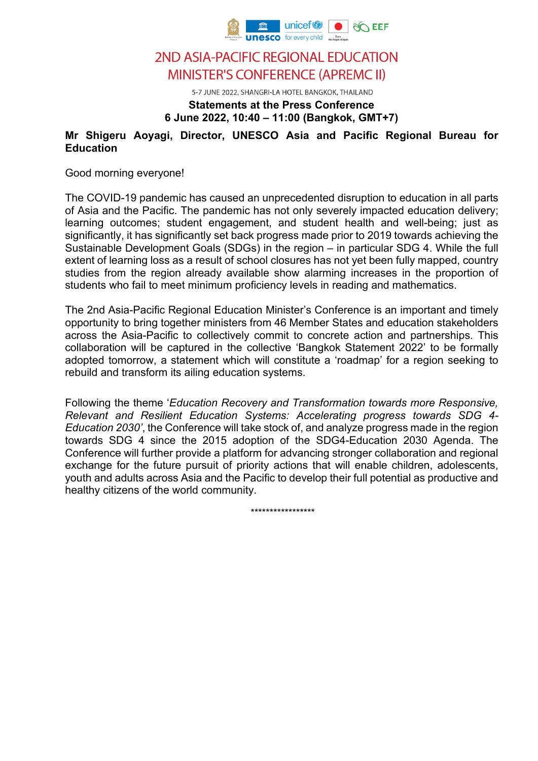# 2ND ASIA-PACIFIC REGIONAL EDUCATION MINISTER'S CONFERENCE (APREMC II)

5-7 JUNE 2022, SHANGRI-LA HOTEL BANGKOK, THAILAND

**Statements at the Press Conference**
**6 June 2022, 10:40 – 11:00 (Bangkok, GMT+7)**

**Mr Shigeru Aoyagi, Director, UNESCO Asia and Pacific Regional Bureau for Education**

Good morning everyone!

The COVID-19 pandemic has caused an unprecedented disruption to education in all parts of Asia and the Pacific. The pandemic has not only severely impacted education delivery; learning outcomes; student engagement, and student health and well-being; just as significantly, it has significantly set back progress made prior to 2019 towards achieving the Sustainable Development Goals (SDGs) in the region – in particular SDG 4. While the full extent of learning loss as a result of school closures has not yet been fully mapped, country studies from the region already available show alarming increases in the proportion of students who fail to meet minimum proficiency levels in reading and mathematics.

The 2nd Asia-Pacific Regional Education Minister's Conference is an important and timely opportunity to bring together ministers from 46 Member States and education stakeholders across the Asia-Pacific to collectively commit to concrete action and partnerships. This collaboration will be captured in the collective 'Bangkok Statement 2022' to be formally adopted tomorrow, a statement which will constitute a 'roadmap' for a region seeking to rebuild and transform its ailing education systems.

Following the theme '*Education Recovery and Transformation towards more Responsive, Relevant and Resilient Education Systems: Accelerating progress towards SDG 4-Education 2030*', the Conference will take stock of, and analyze progress made in the region towards SDG 4 since the 2015 adoption of the SDG4-Education 2030 Agenda. The Conference will further provide a platform for advancing stronger collaboration and regional exchange for the future pursuit of priority actions that will enable children, adolescents, youth and adults across Asia and the Pacific to develop their full potential as productive and healthy citizens of the world community.

*****************